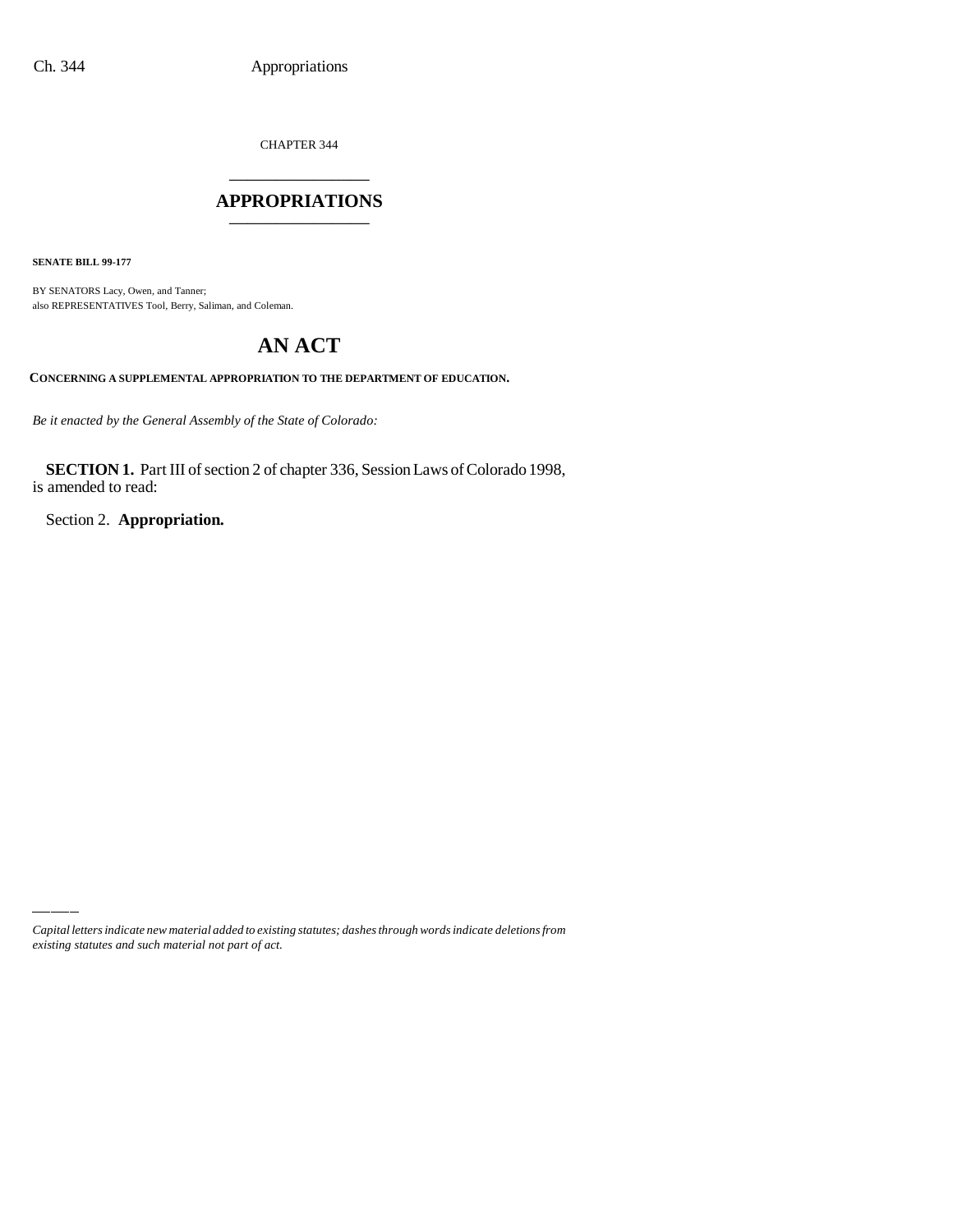CHAPTER 344

# APPROPRIATIONS

**SENATE BILL 99-177**

BY SENATORS Lacy, Owen, and Tanner;
also REPRESENTATIVES Tool, Berry, Saliman, and Coleman.

# AN ACT

**CONCERNING A SUPPLEMENTAL APPROPRIATION TO THE DEPARTMENT OF EDUCATION.**

*Be it enacted by the General Assembly of the State of Colorado:*

**SECTION 1.** Part III of section 2 of chapter 336, Session Laws of Colorado 1998, is amended to read:

Section 2. **Appropriation.**

*Capital letters indicate new material added to existing statutes; dashes through words indicate deletions from existing statutes and such material not part of act.*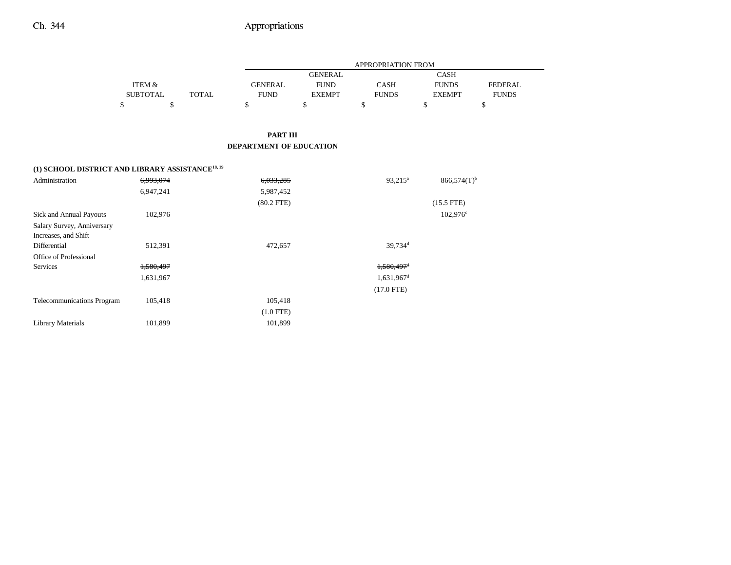| | ITEM & SUBTOTAL | TOTAL | GENERAL FUND | GENERAL FUND EXEMPT | CASH FUNDS | CASH FUNDS EXEMPT | FEDERAL FUNDS |
|---|---|---|---|---|---|---|---|
| | $ | $ | $ | $ | $ | $ | $ |

**PART III**
**DEPARTMENT OF EDUCATION**

**(1) SCHOOL DISTRICT AND LIBRARY ASSISTANCE[18, 19]**

| | ITEM & SUBTOTAL | TOTAL | GENERAL FUND | GENERAL FUND EXEMPT | CASH FUNDS | CASH FUNDS EXEMPT | FEDERAL FUNDS |
|---|---|---|---|---|---|---|---|
| Administration | ~~6,993,074~~ | | ~~6,033,285~~ | | 93,215[a] | 866,574(T)[b] | |
| | 6,947,241 | | 5,987,452 | | | | |
| | | | (80.2 FTE) | | | (15.5 FTE) | |
| Sick and Annual Payouts | 102,976 | | | | | 102,976[c] | |
| Salary Survey, Anniversary Increases, and Shift Differential | 512,391 | | 472,657 | | 39,734[d] | | |
| Office of Professional Services | ~~1,580,497~~ | | | | ~~1,580,497~~[d] | | |
| | 1,631,967 | | | | 1,631,967[d] | | |
| | | | | | (17.0 FTE) | | |
| Telecommunications Program | 105,418 | | 105,418 | | | | |
| | | | (1.0 FTE) | | | | |
| Library Materials | 101,899 | | 101,899 | | | | |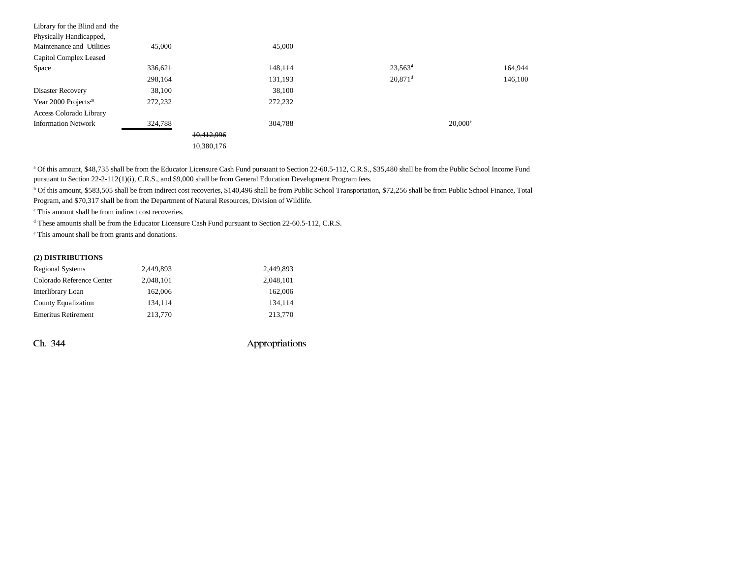| | | | | | |
|---|---|---|---|---|---|
| Library for the Blind and the Physically Handicapped, Maintenance and Utilities | 45,000 | | 45,000 | | |
| Capitol Complex Leased Space | ~~336,621~~ | | ~~148,114~~ | ~~23,563~~[d] | ~~164,944~~ |
| | 298,164 | | 131,193 | 20,871[d] | 146,100 |
| Disaster Recovery | 38,100 | | 38,100 | | |
| Year 2000 Projects[20] | 272,232 | | 272,232 | | |
| Access Colorado Library Information Network | 324,788 | | 304,788 | 20,000[e] | |
| | | ~~10,412,996~~ | | | |
| | | 10,380,176 | | | |

[a] Of this amount, $48,735 shall be from the Educator Licensure Cash Fund pursuant to Section 22-60.5-112, C.R.S., $35,480 shall be from the Public School Income Fund pursuant to Section 22-2-112(1)(i), C.R.S., and $9,000 shall be from General Education Development Program fees.

[b] Of this amount, $583,505 shall be from indirect cost recoveries, $140,496 shall be from Public School Transportation, $72,256 shall be from Public School Finance, Total Program, and $70,317 shall be from the Department of Natural Resources, Division of Wildlife.

[c] This amount shall be from indirect cost recoveries.

[d] These amounts shall be from the Educator Licensure Cash Fund pursuant to Section 22-60.5-112, C.R.S.

[e] This amount shall be from grants and donations.

**(2) DISTRIBUTIONS**

| | | | |
|---|---|---|---|
| Regional Systems | 2,449,893 | | 2,449,893 |
| Colorado Reference Center | 2,048,101 | | 2,048,101 |
| Interlibrary Loan | 162,006 | | 162,006 |
| County Equalization | 134,114 | | 134,114 |
| Emeritus Retirement | 213,770 | | 213,770 |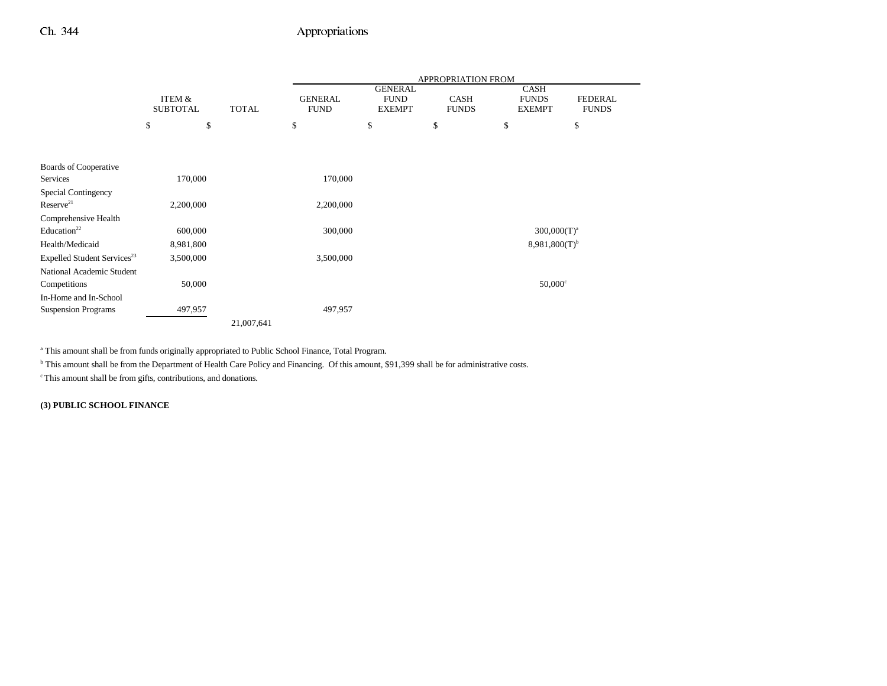| | ITEM & SUBTOTAL | TOTAL | APPROPRIATION FROM GENERAL FUND | GENERAL FUND EXEMPT | CASH FUNDS | CASH FUNDS EXEMPT | FEDERAL FUNDS |
|---|---|---|---|---|---|---|---|
| | $ | $ | $ | $ | $ | $ | $ |
| Boards of Cooperative Services | 170,000 | | 170,000 | | | | |
| Special Contingency Reserve[21] | 2,200,000 | | 2,200,000 | | | | |
| Comprehensive Health Education[22] | 600,000 | | 300,000 | | | 300,000(T)[a] | |
| Health/Medicaid | 8,981,800 | | | | | 8,981,800(T)[b] | |
| Expelled Student Services[23] | 3,500,000 | | 3,500,000 | | | | |
| National Academic Student Competitions | 50,000 | | | | | 50,000[c] | |
| In-Home and In-School Suspension Programs | 497,957 | | 497,957 | | | | |
| | | 21,007,641 | | | | | |

[a] This amount shall be from funds originally appropriated to Public School Finance, Total Program.

[b] This amount shall be from the Department of Health Care Policy and Financing. Of this amount, $91,399 shall be for administrative costs.

[c] This amount shall be from gifts, contributions, and donations.

**(3) PUBLIC SCHOOL FINANCE**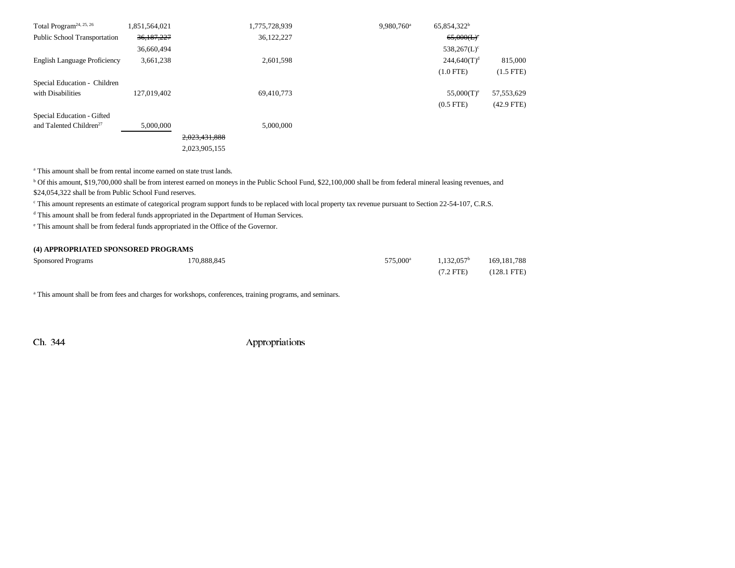| | | | | | | |
|---|---|---|---|---|---|---|
| Total Program[24, 25, 26] | 1,851,564,021 | | 1,775,728,939 | 9,980,760[a] | 65,854,322[b] | |
| Public School Transportation | ~~36,187,227~~ | | 36,122,227 | | ~~65,000(L)~~[c] | |
| | 36,660,494 | | | | 538,267(L)[c] | |
| English Language Proficiency | 3,661,238 | | 2,601,598 | | 244,640(T)[d] | 815,000 |
| | | | | | (1.0 FTE) | (1.5 FTE) |
| Special Education - Children with Disabilities | 127,019,402 | | 69,410,773 | | 55,000(T)[e] | 57,553,629 |
| | | | | | (0.5 FTE) | (42.9 FTE) |
| Special Education - Gifted and Talented Children[27] | 5,000,000 | | 5,000,000 | | | |
| | | ~~2,023,431,888~~ | | | | |
| | | 2,023,905,155 | | | | |

[a] This amount shall be from rental income earned on state trust lands.

[b] Of this amount, $19,700,000 shall be from interest earned on moneys in the Public School Fund, $22,100,000 shall be from federal mineral leasing revenues, and $24,054,322 shall be from Public School Fund reserves.

[c] This amount represents an estimate of categorical program support funds to be replaced with local property tax revenue pursuant to Section 22-54-107, C.R.S.

[d] This amount shall be from federal funds appropriated in the Department of Human Services.

[e] This amount shall be from federal funds appropriated in the Office of the Governor.

**(4) APPROPRIATED SPONSORED PROGRAMS**

| | | | | | | |
|---|---|---|---|---|---|---|
| Sponsored Programs | | 170,888,845 | | 575,000[a] | 1,132,057[b] | 169,181,788 |
| | | | | | (7.2 FTE) | (128.1 FTE) |

[a] This amount shall be from fees and charges for workshops, conferences, training programs, and seminars.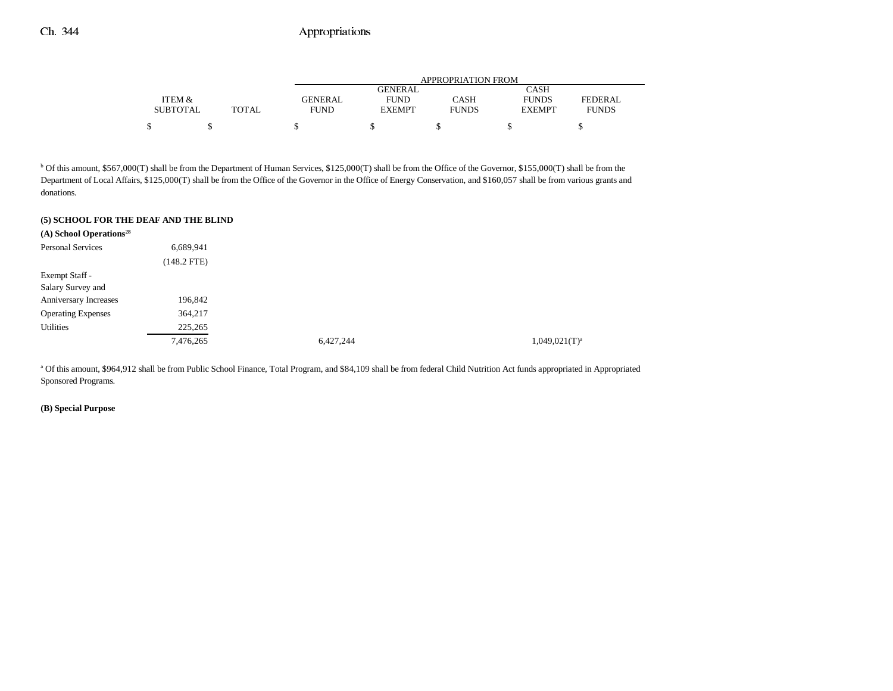| | ITEM & SUBTOTAL | TOTAL | GENERAL FUND | GENERAL FUND EXEMPT | CASH FUNDS | CASH FUNDS EXEMPT | FEDERAL FUNDS |
|---|---|---|---|---|---|---|---|
| | $ | $ | $ | $ | $ | $ | $ |

[b] Of this amount, $567,000(T) shall be from the Department of Human Services, $125,000(T) shall be from the Office of the Governor, $155,000(T) shall be from the Department of Local Affairs, $125,000(T) shall be from the Office of the Governor in the Office of Energy Conservation, and $160,057 shall be from various grants and donations.

**(5) SCHOOL FOR THE DEAF AND THE BLIND**

**(A) School Operations[28]**

| | ITEM & SUBTOTAL | TOTAL | GENERAL FUND | GENERAL FUND EXEMPT | CASH FUNDS | CASH FUNDS EXEMPT | FEDERAL FUNDS |
|---|---|---|---|---|---|---|---|
| Personal Services | 6,689,941 | | | | | | |
| | (148.2 FTE) | | | | | | |
| Exempt Staff - Salary Survey and Anniversary Increases | 196,842 | | | | | | |
| Operating Expenses | 364,217 | | | | | | |
| Utilities | 225,265 | | | | | | |
| | 7,476,265 | | 6,427,244 | | | 1,049,021(T)[a] | |

[a] Of this amount, $964,912 shall be from Public School Finance, Total Program, and $84,109 shall be from federal Child Nutrition Act funds appropriated in Appropriated Sponsored Programs.

**(B) Special Purpose**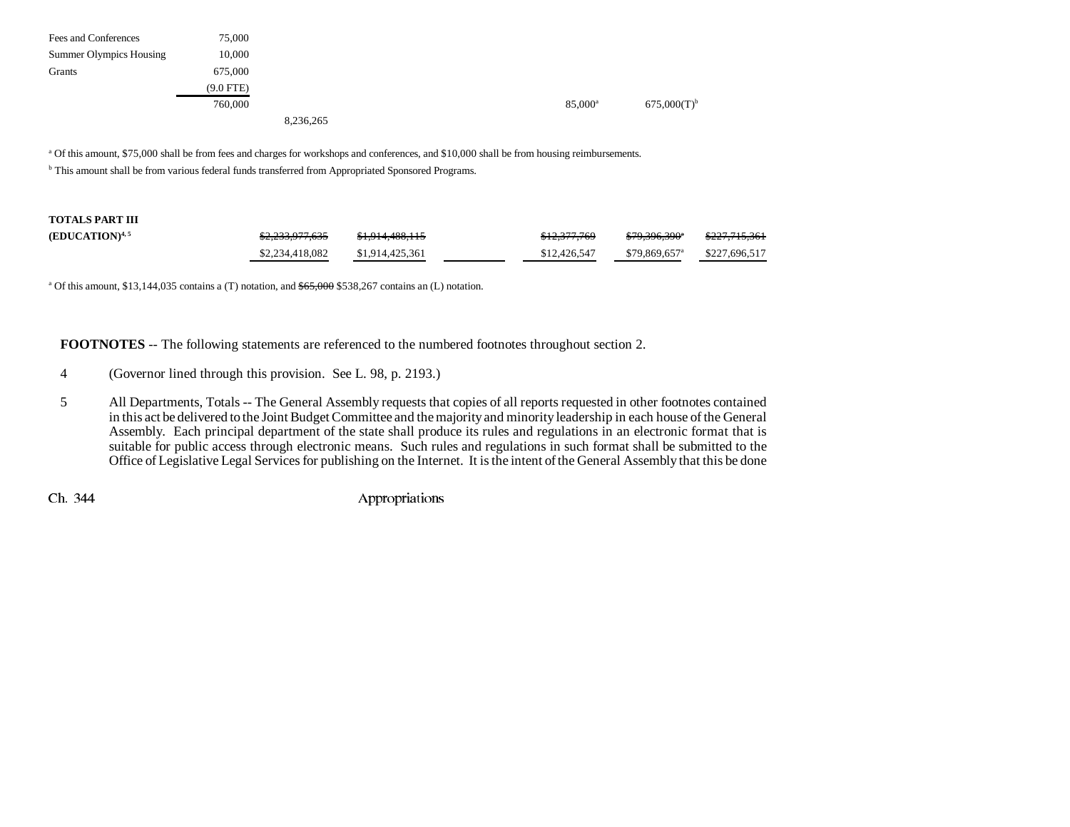| | | | | | | |
|---|---|---|---|---|---|---|
| Fees and Conferences | 75,000 | | | | | |
| Summer Olympics Housing | 10,000 | | | | | |
| Grants | 675,000 | | | | | |
| | (9.0 FTE) | | | | | |
| | 760,000 | | | | 85,000[a] | 675,000(T)[b] |
| | | 8,236,265 | | | | |

[a] Of this amount, $75,000 shall be from fees and charges for workshops and conferences, and $10,000 shall be from housing reimbursements.

[b] This amount shall be from various federal funds transferred from Appropriated Sponsored Programs.

| | | | | | | |
|---|---|---|---|---|---|---|
| **TOTALS PART III** | | | | | | |
| **(EDUCATION)**[4, 5] | ~~$2,233,977,635~~ | ~~$1,914,488,115~~ | | ~~$12,377,769~~ | ~~$79,396,390[a]~~ | ~~$227,715,361~~ |
| | $2,234,418,082 | $1,914,425,361 | | $12,426,547 | $79,869,657[a] | $227,696,517 |

[a] Of this amount, $13,144,035 contains a (T) notation, and ~~$65,000~~ $538,267 contains an (L) notation.

**FOOTNOTES** -- The following statements are referenced to the numbered footnotes throughout section 2.

4 (Governor lined through this provision. See L. 98, p. 2193.)

5 All Departments, Totals -- The General Assembly requests that copies of all reports requested in other footnotes contained in this act be delivered to the Joint Budget Committee and the majority and minority leadership in each house of the General Assembly. Each principal department of the state shall produce its rules and regulations in an electronic format that is suitable for public access through electronic means. Such rules and regulations in such format shall be submitted to the Office of Legislative Legal Services for publishing on the Internet. It is the intent of the General Assembly that this be done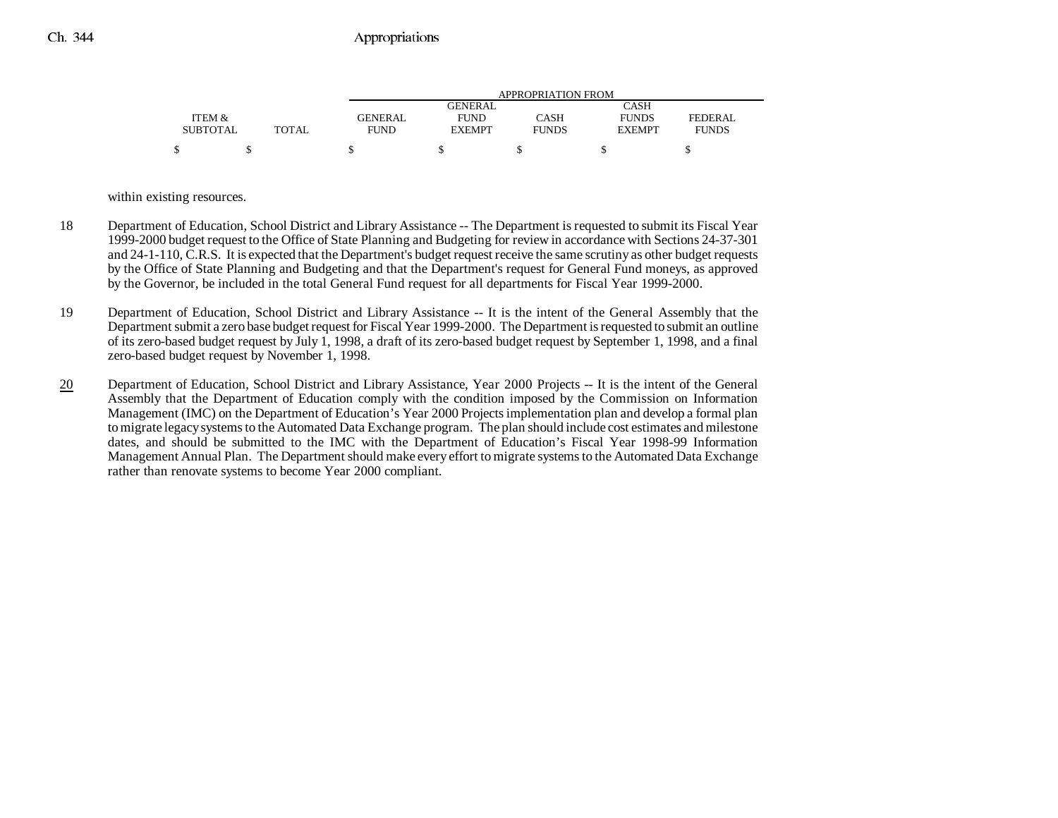| ITEM & SUBTOTAL | TOTAL | APPROPRIATION FROM GENERAL FUND | GENERAL FUND EXEMPT | CASH FUNDS | CASH FUNDS EXEMPT | FEDERAL FUNDS |
|---|---|---|---|---|---|---|
| $ | $ | $ | $ | $ | $ | $ |

within existing resources.

18 Department of Education, School District and Library Assistance -- The Department is requested to submit its Fiscal Year 1999-2000 budget request to the Office of State Planning and Budgeting for review in accordance with Sections 24-37-301 and 24-1-110, C.R.S. It is expected that the Department's budget request receive the same scrutiny as other budget requests by the Office of State Planning and Budgeting and that the Department's request for General Fund moneys, as approved by the Governor, be included in the total General Fund request for all departments for Fiscal Year 1999-2000.

19 Department of Education, School District and Library Assistance -- It is the intent of the General Assembly that the Department submit a zero base budget request for Fiscal Year 1999-2000. The Department is requested to submit an outline of its zero-based budget request by July 1, 1998, a draft of its zero-based budget request by September 1, 1998, and a final zero-based budget request by November 1, 1998.

20 Department of Education, School District and Library Assistance, Year 2000 Projects -- It is the intent of the General Assembly that the Department of Education comply with the condition imposed by the Commission on Information Management (IMC) on the Department of Education's Year 2000 Projects implementation plan and develop a formal plan to migrate legacy systems to the Automated Data Exchange program. The plan should include cost estimates and milestone dates, and should be submitted to the IMC with the Department of Education's Fiscal Year 1998-99 Information Management Annual Plan. The Department should make every effort to migrate systems to the Automated Data Exchange rather than renovate systems to become Year 2000 compliant.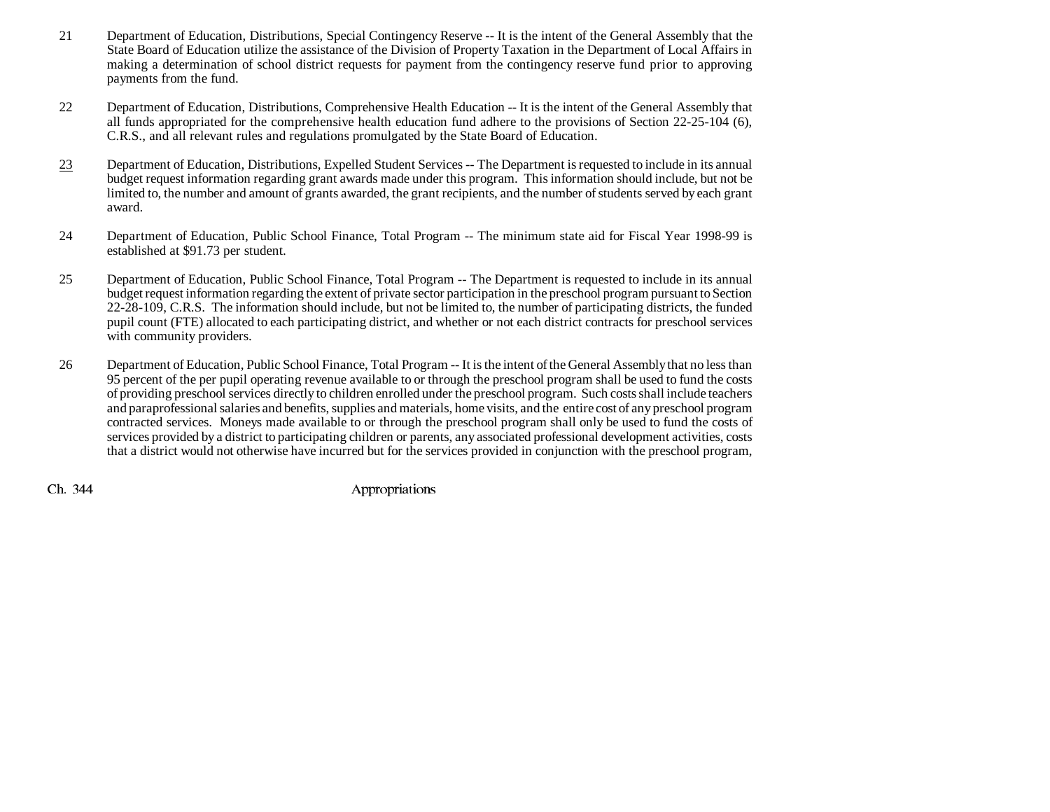21 Department of Education, Distributions, Special Contingency Reserve -- It is the intent of the General Assembly that the State Board of Education utilize the assistance of the Division of Property Taxation in the Department of Local Affairs in making a determination of school district requests for payment from the contingency reserve fund prior to approving payments from the fund.

22 Department of Education, Distributions, Comprehensive Health Education -- It is the intent of the General Assembly that all funds appropriated for the comprehensive health education fund adhere to the provisions of Section 22-25-104 (6), C.R.S., and all relevant rules and regulations promulgated by the State Board of Education.

23 Department of Education, Distributions, Expelled Student Services -- The Department is requested to include in its annual budget request information regarding grant awards made under this program. This information should include, but not be limited to, the number and amount of grants awarded, the grant recipients, and the number of students served by each grant award.

24 Department of Education, Public School Finance, Total Program -- The minimum state aid for Fiscal Year 1998-99 is established at $91.73 per student.

25 Department of Education, Public School Finance, Total Program -- The Department is requested to include in its annual budget request information regarding the extent of private sector participation in the preschool program pursuant to Section 22-28-109, C.R.S. The information should include, but not be limited to, the number of participating districts, the funded pupil count (FTE) allocated to each participating district, and whether or not each district contracts for preschool services with community providers.

26 Department of Education, Public School Finance, Total Program -- It is the intent of the General Assembly that no less than 95 percent of the per pupil operating revenue available to or through the preschool program shall be used to fund the costs of providing preschool services directly to children enrolled under the preschool program. Such costs shall include teachers and paraprofessional salaries and benefits, supplies and materials, home visits, and the entire cost of any preschool program contracted services. Moneys made available to or through the preschool program shall only be used to fund the costs of services provided by a district to participating children or parents, any associated professional development activities, costs that a district would not otherwise have incurred but for the services provided in conjunction with the preschool program,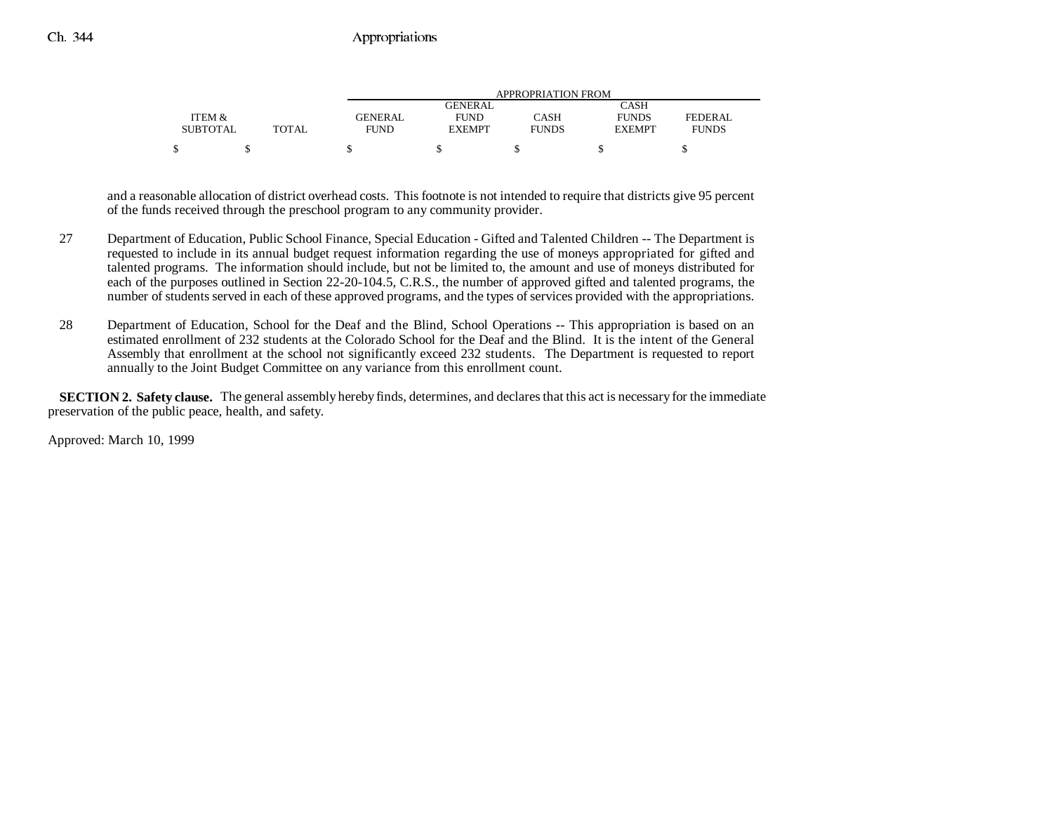| ITEM & SUBTOTAL | TOTAL | GENERAL FUND | GENERAL FUND EXEMPT | CASH FUNDS | CASH FUNDS EXEMPT | FEDERAL FUNDS |
|---|---|---|---|---|---|---|
| $ | $ | $ | $ | $ | $ | $ |

and a reasonable allocation of district overhead costs. This footnote is not intended to require that districts give 95 percent of the funds received through the preschool program to any community provider.

27 Department of Education, Public School Finance, Special Education - Gifted and Talented Children -- The Department is requested to include in its annual budget request information regarding the use of moneys appropriated for gifted and talented programs. The information should include, but not be limited to, the amount and use of moneys distributed for each of the purposes outlined in Section 22-20-104.5, C.R.S., the number of approved gifted and talented programs, the number of students served in each of these approved programs, and the types of services provided with the appropriations.

28 Department of Education, School for the Deaf and the Blind, School Operations -- This appropriation is based on an estimated enrollment of 232 students at the Colorado School for the Deaf and the Blind. It is the intent of the General Assembly that enrollment at the school not significantly exceed 232 students. The Department is requested to report annually to the Joint Budget Committee on any variance from this enrollment count.

**SECTION 2. Safety clause.** The general assembly hereby finds, determines, and declares that this act is necessary for the immediate preservation of the public peace, health, and safety.

Approved: March 10, 1999